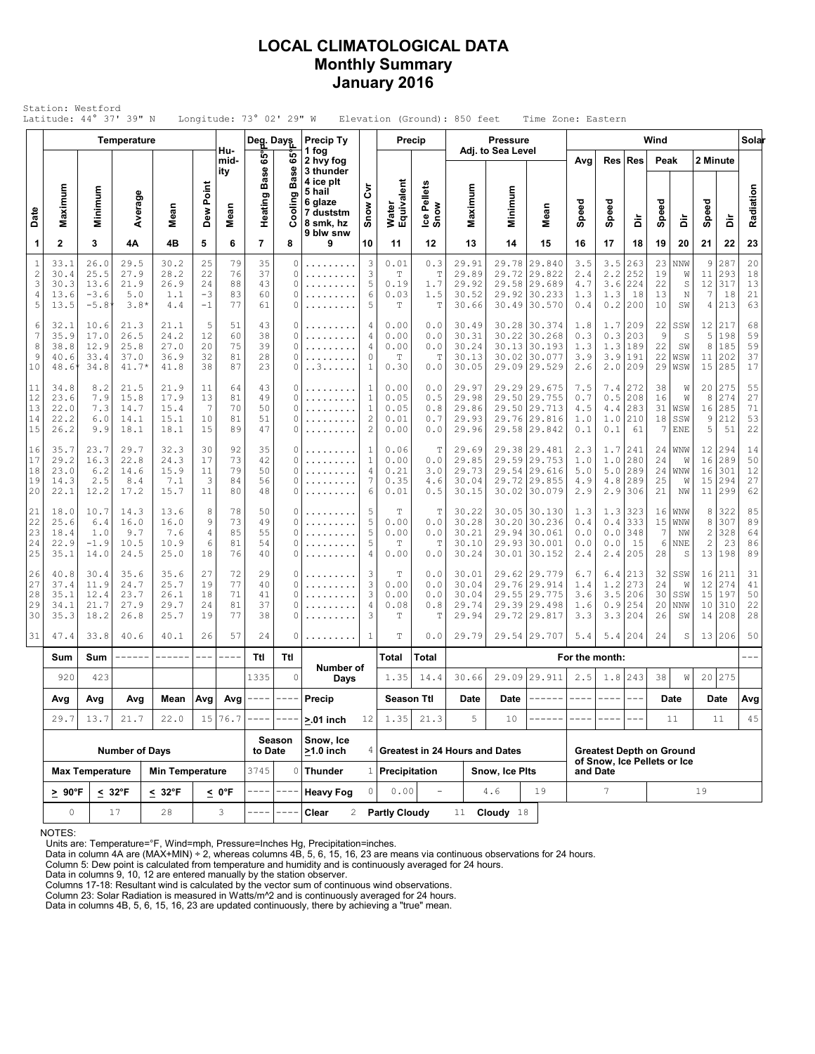# LOCAL CLIMATOLOGICAL DATA
## Monthly Summary
## January 2016

Station: Westford
Latitude: 44° 37' 39" N    Longitude: 73° 02' 29" W    Elevation (Ground): 850 feet    Time Zone: Eastern

| Date | Temperature Maximum | Temperature Minimum | Temperature Average | Temperature Mean | Dew Point | Humidity Mean | Deg. Days Heating Base 65°F | Deg. Days Cooling Base 65°F | Precip Ty 1 fog 2 hvy fog 3 thunder 4 ice plt 5 hail 6 glaze 7 duststm 8 smk, hz 9 blw snw | Snow Cvr | Precip Water Equivalent | Precip Ice Pellets Snow | Pressure Maximum | Pressure Minimum | Pressure Mean | Wind Avg Speed | Wind Res Speed | Wind Res Dir | Wind Peak Speed | Wind Peak Dir | Wind 2 Minute Speed | Wind 2 Minute Dir | Solar Radiation |
|---|---|---|---|---|---|---|---|---|---|---|---|---|---|---|---|---|---|---|---|---|---|---|---|
| 1 | 2 | 3 | 4A | 4B | 5 | 6 | 7 | 8 | 9 | 10 | 11 | 12 | 13 | 14 | 15 | 16 | 17 | 18 | 19 | 20 | 21 | 22 | 23 |
| 1 | 33.1 | 26.0 | 29.5 | 30.2 | 25 | 79 | 35 | 0 | ......... | 3 | 0.01 | 0.3 | 29.91 | 29.78 | 29.840 | 3.5 | 3.5 | 263 | 23 | NNW | 9 | 287 | 20 |
| 2 | 30.4 | 25.5 | 27.9 | 28.2 | 22 | 76 | 37 | 0 | ......... | 3 | T | T | 29.89 | 29.72 | 29.822 | 2.4 | 2.2 | 252 | 19 | W | 11 | 293 | 18 |
| 3 | 30.3 | 13.6 | 21.9 | 26.9 | 24 | 88 | 43 | 0 | ......... | 5 | 0.19 | 1.7 | 29.92 | 29.58 | 29.689 | 4.7 | 3.6 | 224 | 22 | S | 12 | 317 | 13 |
| 4 | 13.6 | -3.6 | 5.0 | 1.1 | -3 | 83 | 60 | 0 | ......... | 6 | 0.03 | 1.5 | 30.52 | 29.92 | 30.233 | 1.3 | 1.3 | 18 | 13 | N | 7 | 18 | 21 |
| 5 | 13.5 | -5.8* | 3.8* | 4.4 | -1 | 77 | 61 | 0 | ......... | 5 | T | T | 30.66 | 30.49 | 30.570 | 0.4 | 0.2 | 200 | 10 | SW | 4 | 213 | 63 |
| 6 | 32.1 | 10.6 | 21.3 | 21.1 | 5 | 51 | 43 | 0 | ......... | 4 | 0.00 | 0.0 | 30.49 | 30.28 | 30.374 | 1.8 | 1.7 | 209 | 22 | SSW | 12 | 217 | 68 |
| 7 | 35.9 | 17.0 | 26.5 | 24.2 | 12 | 60 | 38 | 0 | ......... | 4 | 0.00 | 0.0 | 30.31 | 30.22 | 30.268 | 0.3 | 0.3 | 203 | 9 | S | 5 | 198 | 59 |
| 8 | 38.8 | 12.9 | 25.8 | 27.0 | 20 | 75 | 39 | 0 | ......... | 4 | 0.00 | 0.0 | 30.24 | 30.13 | 30.193 | 1.3 | 1.3 | 189 | 22 | SW | 8 | 185 | 59 |
| 9 | 40.6 | 33.4 | 37.0 | 36.9 | 32 | 81 | 28 | 0 | ......... | 0 | T | T | 30.13 | 30.02 | 30.077 | 3.9 | 3.9 | 191 | 22 | WSW | 11 | 202 | 37 |
| 10 | 48.6* | 34.8 | 41.7* | 41.8 | 38 | 87 | 23 | 0 | ..3...... | 1 | 0.30 | 0.0 | 30.05 | 29.09 | 29.529 | 2.6 | 2.0 | 209 | 29 | WSW | 15 | 285 | 17 |
| 11 | 34.8 | 8.2 | 21.5 | 21.9 | 11 | 64 | 43 | 0 | ......... | 1 | 0.00 | 0.0 | 29.97 | 29.29 | 29.675 | 7.5 | 7.4 | 272 | 38 | W | 20 | 275 | 55 |
| 12 | 23.6 | 7.9 | 15.8 | 17.9 | 13 | 81 | 49 | 0 | ......... | 1 | 0.05 | 0.5 | 29.98 | 29.50 | 29.755 | 0.7 | 0.5 | 208 | 16 | W | 8 | 274 | 27 |
| 13 | 22.0 | 7.3 | 14.7 | 15.4 | 7 | 70 | 50 | 0 | ......... | 1 | 0.05 | 0.8 | 29.86 | 29.50 | 29.713 | 4.5 | 4.4 | 283 | 31 | WSW | 16 | 285 | 71 |
| 14 | 22.2 | 6.0 | 14.1 | 15.1 | 10 | 81 | 51 | 0 | ......... | 2 | 0.01 | 0.7 | 29.93 | 29.76 | 29.816 | 1.0 | 1.0 | 210 | 18 | SSW | 9 | 212 | 53 |
| 15 | 26.2 | 9.9 | 18.1 | 18.1 | 15 | 89 | 47 | 0 | ......... | 2 | 0.00 | 0.0 | 29.96 | 29.58 | 29.842 | 0.1 | 0.1 | 61 | 7 | ENE | 5 | 51 | 22 |
| 16 | 35.7 | 23.7 | 29.7 | 32.3 | 30 | 92 | 35 | 0 | ......... | 1 | 0.06 | T | 29.69 | 29.38 | 29.481 | 2.3 | 1.7 | 241 | 24 | WNW | 12 | 294 | 14 |
| 17 | 29.2 | 16.3 | 22.8 | 24.3 | 17 | 73 | 42 | 0 | ......... | 1 | 0.00 | 0.0 | 29.85 | 29.59 | 29.753 | 1.0 | 1.0 | 280 | 24 | W | 16 | 289 | 50 |
| 18 | 23.0 | 6.2 | 14.6 | 15.9 | 11 | 79 | 50 | 0 | ......... | 4 | 0.21 | 3.0 | 29.73 | 29.54 | 29.616 | 5.0 | 5.0 | 289 | 24 | WNW | 16 | 301 | 12 |
| 19 | 14.3 | 2.5 | 8.4 | 7.1 | 3 | 84 | 56 | 0 | ......... | 7 | 0.35 | 4.6 | 30.04 | 29.72 | 29.855 | 4.9 | 4.8 | 289 | 25 | W | 15 | 294 | 27 |
| 20 | 22.1 | 12.2 | 17.2 | 15.7 | 11 | 80 | 48 | 0 | ......... | 6 | 0.01 | 0.5 | 30.15 | 30.02 | 30.079 | 2.9 | 2.9 | 306 | 21 | NW | 11 | 299 | 62 |
| 21 | 18.0 | 10.7 | 14.3 | 13.6 | 8 | 78 | 50 | 0 | ......... | 5 | T | T | 30.22 | 30.05 | 30.130 | 1.3 | 1.3 | 323 | 16 | WNW | 8 | 322 | 85 |
| 22 | 25.6 | 6.4 | 16.0 | 16.0 | 9 | 73 | 49 | 0 | ......... | 5 | 0.00 | 0.0 | 30.28 | 30.20 | 30.236 | 0.4 | 0.4 | 333 | 15 | WNW | 8 | 307 | 89 |
| 23 | 18.4 | 1.0 | 9.7 | 7.6 | 4 | 85 | 55 | 0 | ......... | 5 | 0.00 | 0.0 | 30.21 | 29.94 | 30.061 | 0.0 | 0.0 | 348 | 7 | NW | 2 | 328 | 64 |
| 24 | 22.9 | -1.9 | 10.5 | 10.9 | 6 | 81 | 54 | 0 | ......... | 5 | T | T | 30.10 | 29.93 | 30.001 | 0.0 | 0.0 | 15 | 6 | NNE | 2 | 23 | 86 |
| 25 | 35.1 | 14.0 | 24.5 | 25.0 | 18 | 76 | 40 | 0 | ......... | 4 | 0.00 | 0.0 | 30.24 | 30.01 | 30.152 | 2.4 | 2.4 | 205 | 28 | S | 13 | 198 | 89 |
| 26 | 40.8 | 30.4 | 35.6 | 35.6 | 27 | 72 | 29 | 0 | ......... | 3 | T | 0.0 | 30.01 | 29.62 | 29.779 | 6.7 | 6.4 | 213 | 32 | SSW | 16 | 211 | 31 |
| 27 | 37.4 | 11.9 | 24.7 | 25.7 | 19 | 77 | 40 | 0 | ......... | 3 | 0.00 | 0.0 | 30.04 | 29.76 | 29.914 | 1.4 | 1.2 | 273 | 24 | W | 12 | 274 | 41 |
| 28 | 35.1 | 12.4 | 23.7 | 26.1 | 18 | 71 | 41 | 0 | ......... | 3 | 0.00 | 0.0 | 30.04 | 29.55 | 29.775 | 3.6 | 3.5 | 206 | 30 | SSW | 15 | 197 | 50 |
| 29 | 34.1 | 21.7 | 27.9 | 29.7 | 24 | 81 | 37 | 0 | ......... | 4 | 0.08 | 0.8 | 29.74 | 29.39 | 29.498 | 1.6 | 0.9 | 254 | 20 | NNW | 10 | 310 | 22 |
| 30 | 35.3 | 18.2 | 26.8 | 25.7 | 19 | 77 | 38 | 0 | ......... | 3 | T | T | 29.94 | 29.72 | 29.817 | 3.3 | 3.3 | 204 | 26 | SW | 14 | 208 | 28 |
| 31 | 47.4 | 33.8 | 40.6 | 40.1 | 26 | 57 | 24 | 0 | ......... | 1 | T | 0.0 | 29.79 | 29.54 | 29.707 | 5.4 | 5.4 | 204 | 24 | S | 13 | 206 | 50 |
| | **Sum** | **Sum** | ------ | ------ | --- | ---- | **Ttl** | **Ttl** | **Number of Days** | | **Total** | **Total** | | | | **For the month:** | | | | | | | --- |
| | 920 | 423 | | | | | 1335 | 0 | | | 1.35 | 14.4 | 30.66 | 29.09 | 29.911 | 2.5 | 1.8 | 243 | 38 | W | 20 | 275 | |
| | **Avg** | **Avg** | **Avg** | **Mean** | **Avg** | **Avg** | ---- | ---- | **Precip** | | **Season Ttl** | | **Date** | **Date** | ------ | ---- | ---- | --- | **Date** | | **Date** | | **Avg** |
| | 29.7 | 13.7 | 21.7 | 22.0 | 15 | 76.7 | ---- | ---- | **>.01 inch** | 12 | 1.35 | 21.3 | 5 | 10 | ------ | ---- | ---- | --- | 11 | | 11 | | 45 |

| Number of Days | | | | Season to Date | | | | Greatest in 24 Hours and Dates | | | | Greatest Depth on Ground of Snow, Ice Pellets or Ice and Date | |
|---|---|---|---|---|---|---|---|---|---|---|---|---|---|
| **Max Temperature** | | **Min Temperature** | | 3745 | 0 | **Thunder** | 1 | **Precipitation** | | **Snow, Ice Plts** | | | |
| **≥ 90°F** | **≤ 32°F** | **≤ 32°F** | **≤ 0°F** | ---- | ---- | **Heavy Fog** | 0 | 0.00 | - | 4.6 | 19 | 7 | 19 |
| 0 | 17 | 28 | 3 | ---- | ---- | **Clear** | 2 | **Partly Cloudy** | 11 | **Cloudy** | 18 | | |

Snow, Ice ≥1.0 inch: 4

NOTES:
Units are: Temperature=°F, Wind=mph, Pressure=Inches Hg, Precipitation=inches.
Data in column 4A are (MAX+MIN) ÷ 2, whereas columns 4B, 5, 6, 15, 16, 23 are means via continuous observations for 24 hours.
Column 5: Dew point is calculated from temperature and humidity and is continuously averaged for 24 hours.
Data in columns 9, 10, 12 are entered manually by the station observer.
Columns 17-18: Resultant wind is calculated by the vector sum of continuous wind observations.
Column 23: Solar Radiation is measured in Watts/m^2 and is continuously averaged for 24 hours.
Data in columns 4B, 5, 6, 15, 16, 23 are updated continuously, there by achieving a "true" mean.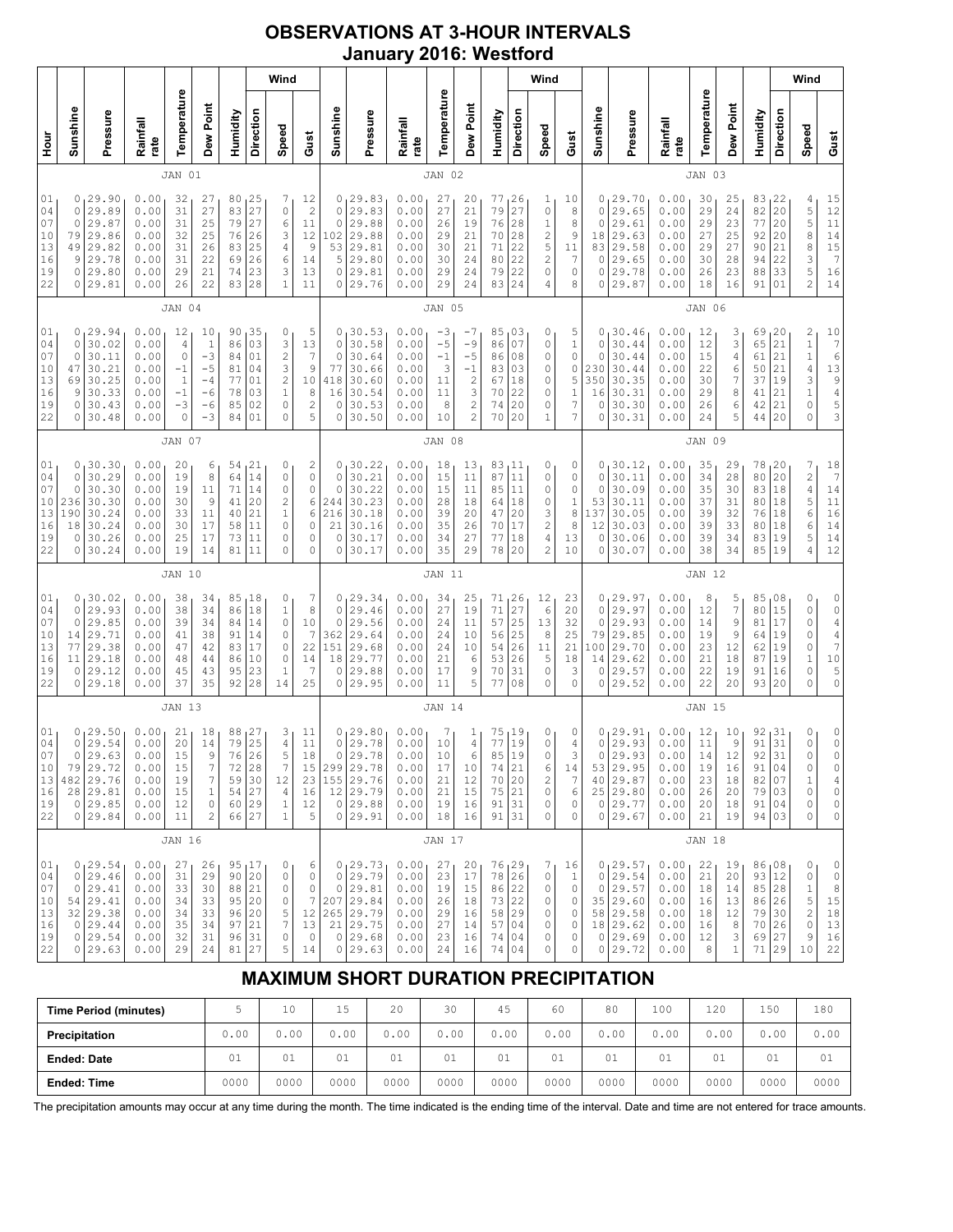# OBSERVATIONS AT 3-HOUR INTERVALS
## January 2016: Westford

### JAN 01

| Hour | Sunshine | Pressure | Rainfall rate | Temperature | Dew Point | Humidity | Wind Direction | Wind Speed | Wind Gust |
|---|---|---|---|---|---|---|---|---|---|
| 01 | 0 | 29.90 | 0.00 | 32 | 27 | 80 | 25 | 7 | 12 |
| 04 | 0 | 29.89 | 0.00 | 31 | 27 | 83 | 27 | 0 | 2 |
| 07 | 0 | 29.87 | 0.00 | 31 | 25 | 79 | 27 | 6 | 11 |
| 10 | 79 | 29.86 | 0.00 | 32 | 25 | 76 | 26 | 3 | 12 |
| 13 | 49 | 29.82 | 0.00 | 31 | 26 | 83 | 25 | 4 | 9 |
| 16 | 9 | 29.78 | 0.00 | 31 | 22 | 69 | 26 | 6 | 14 |
| 19 | 0 | 29.80 | 0.00 | 29 | 21 | 74 | 23 | 3 | 13 |
| 22 | 0 | 29.81 | 0.00 | 26 | 22 | 83 | 28 | 1 | 11 |

### JAN 02

| Hour | Sunshine | Pressure | Rainfall rate | Temperature | Dew Point | Humidity | Wind Direction | Wind Speed | Wind Gust |
|---|---|---|---|---|---|---|---|---|---|
| 01 | 0 | 29.83 | 0.00 | 27 | 20 | 77 | 26 | 1 | 10 |
| 04 | 0 | 29.83 | 0.00 | 27 | 21 | 79 | 27 | 0 | 8 |
| 07 | 0 | 29.88 | 0.00 | 26 | 19 | 76 | 28 | 1 | 8 |
| 10 | 102 | 29.88 | 0.00 | 29 | 21 | 70 | 28 | 2 | 9 |
| 13 | 53 | 29.81 | 0.00 | 30 | 21 | 71 | 22 | 5 | 11 |
| 16 | 5 | 29.80 | 0.00 | 30 | 24 | 80 | 22 | 2 | 7 |
| 19 | 0 | 29.81 | 0.00 | 29 | 24 | 79 | 22 | 0 | 0 |
| 22 | 0 | 29.76 | 0.00 | 29 | 24 | 83 | 24 | 4 | 8 |

### JAN 03

| Hour | Sunshine | Pressure | Rainfall rate | Temperature | Dew Point | Humidity | Wind Direction | Wind Speed | Wind Gust |
|---|---|---|---|---|---|---|---|---|---|
| 01 | 0 | 29.70 | 0.00 | 30 | 25 | 83 | 22 | 4 | 15 |
| 04 | 0 | 29.65 | 0.00 | 29 | 24 | 82 | 20 | 5 | 12 |
| 07 | 0 | 29.61 | 0.00 | 29 | 23 | 77 | 20 | 5 | 11 |
| 10 | 18 | 29.63 | 0.00 | 27 | 25 | 92 | 20 | 8 | 14 |
| 13 | 83 | 29.58 | 0.00 | 29 | 27 | 90 | 21 | 8 | 15 |
| 16 | 0 | 29.65 | 0.00 | 30 | 28 | 94 | 22 | 3 | 7 |
| 19 | 0 | 29.78 | 0.00 | 26 | 23 | 88 | 33 | 5 | 16 |
| 22 | 0 | 29.87 | 0.00 | 18 | 16 | 91 | 01 | 2 | 14 |

### JAN 04

| Hour | Sunshine | Pressure | Rainfall rate | Temperature | Dew Point | Humidity | Wind Direction | Wind Speed | Wind Gust |
|---|---|---|---|---|---|---|---|---|---|
| 01 | 0 | 29.94 | 0.00 | 12 | 10 | 90 | 35 | 0 | 5 |
| 04 | 0 | 30.02 | 0.00 | 4 | 1 | 86 | 03 | 3 | 13 |
| 07 | 0 | 30.11 | 0.00 | 0 | -3 | 84 | 01 | 2 | 7 |
| 10 | 47 | 30.21 | 0.00 | -1 | -5 | 81 | 04 | 3 | 9 |
| 13 | 69 | 30.25 | 0.00 | 1 | -4 | 77 | 01 | 2 | 10 |
| 16 | 9 | 30.33 | 0.00 | -1 | -6 | 78 | 03 | 1 | 8 |
| 19 | 0 | 30.43 | 0.00 | -3 | -6 | 85 | 02 | 0 | 2 |
| 22 | 0 | 30.48 | 0.00 | 0 | -3 | 84 | 01 | 0 | 5 |

### JAN 05

| Hour | Sunshine | Pressure | Rainfall rate | Temperature | Dew Point | Humidity | Wind Direction | Wind Speed | Wind Gust |
|---|---|---|---|---|---|---|---|---|---|
| 01 | 0 | 30.53 | 0.00 | -3 | -7 | 85 | 03 | 0 | 5 |
| 04 | 0 | 30.58 | 0.00 | -5 | -9 | 86 | 07 | 0 | 1 |
| 07 | 0 | 30.64 | 0.00 | -1 | -5 | 86 | 08 | 0 | 0 |
| 10 | 77 | 30.66 | 0.00 | 3 | -1 | 83 | 03 | 0 | 0 |
| 13 | 418 | 30.60 | 0.00 | 11 | 2 | 67 | 18 | 0 | 5 |
| 16 | 16 | 30.54 | 0.00 | 11 | 3 | 70 | 22 | 0 | 1 |
| 19 | 0 | 30.53 | 0.00 | 8 | 2 | 74 | 20 | 0 | 7 |
| 22 | 0 | 30.50 | 0.00 | 10 | 2 | 70 | 20 | 1 | 7 |

### JAN 06

| Hour | Sunshine | Pressure | Rainfall rate | Temperature | Dew Point | Humidity | Wind Direction | Wind Speed | Wind Gust |
|---|---|---|---|---|---|---|---|---|---|
| 01 | 0 | 30.46 | 0.00 | 12 | 3 | 69 | 20 | 2 | 10 |
| 04 | 0 | 30.44 | 0.00 | 12 | 3 | 65 | 21 | 1 | 7 |
| 07 | 0 | 30.44 | 0.00 | 15 | 4 | 61 | 21 | 1 | 6 |
| 10 | 230 | 30.44 | 0.00 | 22 | 6 | 50 | 21 | 4 | 13 |
| 13 | 350 | 30.35 | 0.00 | 30 | 7 | 37 | 19 | 3 | 9 |
| 16 | 16 | 30.31 | 0.00 | 29 | 8 | 41 | 21 | 1 | 4 |
| 19 | 0 | 30.30 | 0.00 | 26 | 6 | 42 | 21 | 0 | 5 |
| 22 | 0 | 30.31 | 0.00 | 24 | 5 | 44 | 20 | 0 | 3 |

### JAN 07

| Hour | Sunshine | Pressure | Rainfall rate | Temperature | Dew Point | Humidity | Wind Direction | Wind Speed | Wind Gust |
|---|---|---|---|---|---|---|---|---|---|
| 01 | 0 | 30.30 | 0.00 | 20 | 6 | 54 | 21 | 0 | 2 |
| 04 | 0 | 30.29 | 0.00 | 19 | 8 | 64 | 14 | 0 | 0 |
| 07 | 0 | 30.30 | 0.00 | 19 | 11 | 71 | 14 | 0 | 0 |
| 10 | 236 | 30.30 | 0.00 | 30 | 9 | 41 | 20 | 2 | 6 |
| 13 | 190 | 30.24 | 0.00 | 33 | 11 | 40 | 21 | 1 | 6 |
| 16 | 18 | 30.24 | 0.00 | 30 | 17 | 58 | 11 | 0 | 0 |
| 19 | 0 | 30.26 | 0.00 | 25 | 17 | 73 | 11 | 0 | 0 |
| 22 | 0 | 30.24 | 0.00 | 19 | 14 | 81 | 11 | 0 | 0 |

### JAN 08

| Hour | Sunshine | Pressure | Rainfall rate | Temperature | Dew Point | Humidity | Wind Direction | Wind Speed | Wind Gust |
|---|---|---|---|---|---|---|---|---|---|
| 01 | 0 | 30.22 | 0.00 | 18 | 13 | 83 | 11 | 0 | 0 |
| 04 | 0 | 30.21 | 0.00 | 15 | 11 | 87 | 11 | 0 | 0 |
| 07 | 0 | 30.22 | 0.00 | 15 | 11 | 85 | 11 | 0 | 0 |
| 10 | 244 | 30.23 | 0.00 | 28 | 18 | 64 | 18 | 0 | 1 |
| 13 | 216 | 30.18 | 0.00 | 39 | 20 | 47 | 20 | 3 | 8 |
| 16 | 21 | 30.16 | 0.00 | 35 | 26 | 70 | 17 | 2 | 8 |
| 19 | 0 | 30.17 | 0.00 | 34 | 27 | 77 | 18 | 4 | 13 |
| 22 | 0 | 30.17 | 0.00 | 35 | 29 | 78 | 20 | 2 | 10 |

### JAN 09

| Hour | Sunshine | Pressure | Rainfall rate | Temperature | Dew Point | Humidity | Wind Direction | Wind Speed | Wind Gust |
|---|---|---|---|---|---|---|---|---|---|
| 01 | 0 | 30.12 | 0.00 | 35 | 29 | 78 | 20 | 7 | 18 |
| 04 | 0 | 30.11 | 0.00 | 34 | 28 | 80 | 20 | 2 | 7 |
| 07 | 0 | 30.09 | 0.00 | 35 | 30 | 83 | 18 | 4 | 14 |
| 10 | 53 | 30.11 | 0.00 | 37 | 31 | 80 | 18 | 5 | 11 |
| 13 | 137 | 30.05 | 0.00 | 39 | 32 | 76 | 18 | 6 | 16 |
| 16 | 12 | 30.03 | 0.00 | 39 | 33 | 80 | 18 | 6 | 14 |
| 19 | 0 | 30.06 | 0.00 | 39 | 34 | 83 | 19 | 5 | 14 |
| 22 | 0 | 30.07 | 0.00 | 38 | 34 | 85 | 19 | 4 | 12 |

### JAN 10

| Hour | Sunshine | Pressure | Rainfall rate | Temperature | Dew Point | Humidity | Wind Direction | Wind Speed | Wind Gust |
|---|---|---|---|---|---|---|---|---|---|
| 01 | 0 | 30.02 | 0.00 | 38 | 34 | 85 | 18 | 0 | 7 |
| 04 | 0 | 29.93 | 0.00 | 38 | 34 | 86 | 18 | 1 | 8 |
| 07 | 0 | 29.85 | 0.00 | 39 | 34 | 84 | 14 | 0 | 10 |
| 10 | 14 | 29.71 | 0.00 | 41 | 38 | 91 | 14 | 0 | 7 |
| 13 | 77 | 29.38 | 0.00 | 47 | 42 | 83 | 17 | 0 | 22 |
| 16 | 11 | 29.18 | 0.00 | 48 | 44 | 86 | 10 | 0 | 14 |
| 19 | 0 | 29.12 | 0.00 | 45 | 43 | 95 | 23 | 1 | 7 |
| 22 | 0 | 29.18 | 0.00 | 37 | 35 | 92 | 28 | 14 | 25 |

### JAN 11

| Hour | Sunshine | Pressure | Rainfall rate | Temperature | Dew Point | Humidity | Wind Direction | Wind Speed | Wind Gust |
|---|---|---|---|---|---|---|---|---|---|
| 01 | 0 | 29.34 | 0.00 | 34 | 25 | 71 | 26 | 12 | 23 |
| 04 | 0 | 29.46 | 0.00 | 27 | 19 | 71 | 27 | 6 | 20 |
| 07 | 0 | 29.56 | 0.00 | 24 | 11 | 57 | 25 | 13 | 32 |
| 10 | 362 | 29.64 | 0.00 | 24 | 10 | 56 | 25 | 8 | 25 |
| 13 | 151 | 29.68 | 0.00 | 24 | 10 | 54 | 26 | 11 | 21 |
| 16 | 18 | 29.77 | 0.00 | 21 | 6 | 53 | 26 | 5 | 18 |
| 19 | 0 | 29.88 | 0.00 | 17 | 9 | 70 | 31 | 0 | 3 |
| 22 | 0 | 29.95 | 0.00 | 11 | 5 | 77 | 08 | 0 | 0 |

### JAN 12

| Hour | Sunshine | Pressure | Rainfall rate | Temperature | Dew Point | Humidity | Wind Direction | Wind Speed | Wind Gust |
|---|---|---|---|---|---|---|---|---|---|
| 01 | 0 | 29.97 | 0.00 | 8 | 5 | 85 | 08 | 0 | 0 |
| 04 | 0 | 29.97 | 0.00 | 12 | 7 | 80 | 15 | 0 | 0 |
| 07 | 0 | 29.93 | 0.00 | 14 | 9 | 81 | 17 | 0 | 4 |
| 10 | 79 | 29.85 | 0.00 | 19 | 9 | 64 | 19 | 0 | 4 |
| 13 | 100 | 29.70 | 0.00 | 23 | 12 | 62 | 19 | 0 | 7 |
| 16 | 14 | 29.62 | 0.00 | 21 | 18 | 87 | 19 | 1 | 10 |
| 19 | 0 | 29.57 | 0.00 | 22 | 19 | 91 | 16 | 0 | 5 |
| 22 | 0 | 29.52 | 0.00 | 22 | 20 | 93 | 20 | 0 | 0 |

### JAN 13

| Hour | Sunshine | Pressure | Rainfall rate | Temperature | Dew Point | Humidity | Wind Direction | Wind Speed | Wind Gust |
|---|---|---|---|---|---|---|---|---|---|
| 01 | 0 | 29.50 | 0.00 | 21 | 18 | 88 | 27 | 3 | 11 |
| 04 | 0 | 29.54 | 0.00 | 20 | 14 | 79 | 25 | 4 | 11 |
| 07 | 0 | 29.63 | 0.00 | 15 | 9 | 76 | 26 | 5 | 18 |
| 10 | 79 | 29.72 | 0.00 | 15 | 7 | 72 | 28 | 7 | 15 |
| 13 | 482 | 29.76 | 0.00 | 19 | 7 | 59 | 30 | 12 | 23 |
| 16 | 28 | 29.81 | 0.00 | 15 | 1 | 54 | 27 | 4 | 16 |
| 19 | 0 | 29.85 | 0.00 | 12 | 0 | 60 | 29 | 1 | 12 |
| 22 | 0 | 29.84 | 0.00 | 11 | 2 | 66 | 27 | 1 | 5 |

### JAN 14

| Hour | Sunshine | Pressure | Rainfall rate | Temperature | Dew Point | Humidity | Wind Direction | Wind Speed | Wind Gust |
|---|---|---|---|---|---|---|---|---|---|
| 01 | 0 | 29.80 | 0.00 | 7 | 1 | 75 | 19 | 0 | 0 |
| 04 | 0 | 29.78 | 0.00 | 10 | 4 | 77 | 19 | 0 | 4 |
| 07 | 0 | 29.78 | 0.00 | 10 | 6 | 85 | 19 | 0 | 3 |
| 10 | 299 | 29.78 | 0.00 | 17 | 10 | 74 | 21 | 6 | 14 |
| 13 | 155 | 29.76 | 0.00 | 21 | 12 | 70 | 20 | 2 | 7 |
| 16 | 12 | 29.79 | 0.00 | 21 | 15 | 75 | 21 | 0 | 6 |
| 19 | 0 | 29.88 | 0.00 | 19 | 16 | 91 | 31 | 0 | 0 |
| 22 | 0 | 29.91 | 0.00 | 18 | 16 | 91 | 31 | 0 | 0 |

### JAN 15

| Hour | Sunshine | Pressure | Rainfall rate | Temperature | Dew Point | Humidity | Wind Direction | Wind Speed | Wind Gust |
|---|---|---|---|---|---|---|---|---|---|
| 01 | 0 | 29.91 | 0.00 | 12 | 10 | 92 | 31 | 0 | 0 |
| 04 | 0 | 29.93 | 0.00 | 11 | 9 | 91 | 31 | 0 | 0 |
| 07 | 0 | 29.93 | 0.00 | 14 | 12 | 92 | 31 | 0 | 0 |
| 10 | 53 | 29.95 | 0.00 | 19 | 16 | 91 | 04 | 0 | 0 |
| 13 | 40 | 29.87 | 0.00 | 23 | 18 | 82 | 07 | 1 | 4 |
| 16 | 25 | 29.80 | 0.00 | 26 | 20 | 79 | 03 | 0 | 0 |
| 19 | 0 | 29.77 | 0.00 | 20 | 18 | 91 | 04 | 0 | 0 |
| 22 | 0 | 29.67 | 0.00 | 21 | 19 | 94 | 03 | 0 | 0 |

### JAN 16

| Hour | Sunshine | Pressure | Rainfall rate | Temperature | Dew Point | Humidity | Wind Direction | Wind Speed | Wind Gust |
|---|---|---|---|---|---|---|---|---|---|
| 01 | 0 | 29.54 | 0.00 | 27 | 26 | 95 | 17 | 0 | 6 |
| 04 | 0 | 29.46 | 0.00 | 31 | 29 | 90 | 20 | 0 | 0 |
| 07 | 0 | 29.41 | 0.00 | 33 | 30 | 88 | 21 | 0 | 0 |
| 10 | 54 | 29.41 | 0.00 | 34 | 33 | 95 | 20 | 0 | 7 |
| 13 | 32 | 29.38 | 0.00 | 34 | 33 | 96 | 20 | 5 | 12 |
| 16 | 0 | 29.44 | 0.00 | 35 | 34 | 97 | 21 | 7 | 13 |
| 19 | 0 | 29.54 | 0.00 | 32 | 31 | 96 | 31 | 0 | 0 |
| 22 | 0 | 29.63 | 0.00 | 29 | 24 | 81 | 27 | 5 | 14 |

### JAN 17

| Hour | Sunshine | Pressure | Rainfall rate | Temperature | Dew Point | Humidity | Wind Direction | Wind Speed | Wind Gust |
|---|---|---|---|---|---|---|---|---|---|
| 01 | 0 | 29.73 | 0.00 | 27 | 20 | 76 | 29 | 7 | 16 |
| 04 | 0 | 29.79 | 0.00 | 23 | 17 | 78 | 26 | 0 | 1 |
| 07 | 0 | 29.81 | 0.00 | 19 | 15 | 86 | 22 | 0 | 0 |
| 10 | 207 | 29.84 | 0.00 | 26 | 18 | 73 | 22 | 0 | 0 |
| 13 | 265 | 29.79 | 0.00 | 29 | 16 | 58 | 29 | 0 | 0 |
| 16 | 21 | 29.75 | 0.00 | 27 | 14 | 57 | 04 | 0 | 0 |
| 19 | 0 | 29.68 | 0.00 | 23 | 16 | 74 | 04 | 0 | 0 |
| 22 | 0 | 29.63 | 0.00 | 24 | 16 | 74 | 04 | 0 | 0 |

### JAN 18

| Hour | Sunshine | Pressure | Rainfall rate | Temperature | Dew Point | Humidity | Wind Direction | Wind Speed | Wind Gust |
|---|---|---|---|---|---|---|---|---|---|
| 01 | 0 | 29.57 | 0.00 | 22 | 19 | 86 | 08 | 0 | 0 |
| 04 | 0 | 29.54 | 0.00 | 21 | 20 | 93 | 12 | 0 | 0 |
| 07 | 0 | 29.57 | 0.00 | 18 | 14 | 85 | 28 | 1 | 8 |
| 10 | 35 | 29.60 | 0.00 | 16 | 13 | 86 | 26 | 5 | 15 |
| 13 | 58 | 29.58 | 0.00 | 18 | 12 | 79 | 30 | 2 | 18 |
| 16 | 18 | 29.62 | 0.00 | 16 | 8 | 70 | 26 | 0 | 13 |
| 19 | 0 | 29.69 | 0.00 | 12 | 3 | 69 | 27 | 9 | 16 |
| 22 | 0 | 29.72 | 0.00 | 8 | 1 | 71 | 29 | 10 | 22 |

## MAXIMUM SHORT DURATION PRECIPITATION

| Time Period (minutes) | 5 | 10 | 15 | 20 | 30 | 45 | 60 | 80 | 100 | 120 | 150 | 180 |
|---|---|---|---|---|---|---|---|---|---|---|---|---|
| Precipitation | 0.00 | 0.00 | 0.00 | 0.00 | 0.00 | 0.00 | 0.00 | 0.00 | 0.00 | 0.00 | 0.00 | 0.00 |
| Ended: Date | 01 | 01 | 01 | 01 | 01 | 01 | 01 | 01 | 01 | 01 | 01 | 01 |
| Ended: Time | 0000 | 0000 | 0000 | 0000 | 0000 | 0000 | 0000 | 0000 | 0000 | 0000 | 0000 | 0000 |

The precipitation amounts may occur at any time during the month. The time indicated is the ending time of the interval. Date and time are not entered for trace amounts.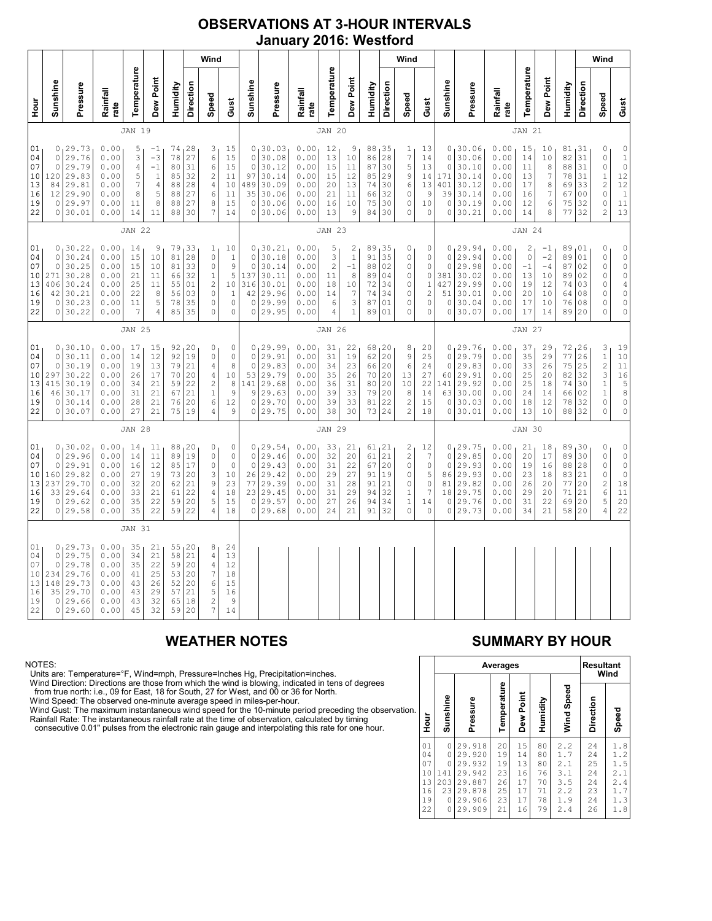# OBSERVATIONS AT 3-HOUR INTERVALS
## January 2016: Westford

### JAN 19

| Hour | Sunshine | Pressure | Rainfall rate | Temperature | Dew Point | Humidity | Wind Direction | Wind Speed | Wind Gust |
|---|---|---|---|---|---|---|---|---|---|
| 01 | 0 | 29.73 | 0.00 | 5 | -1 | 74 | 28 | 3 | 15 |
| 04 | 0 | 29.76 | 0.00 | 3 | -3 | 78 | 27 | 6 | 15 |
| 07 | 0 | 29.79 | 0.00 | 4 | -1 | 80 | 31 | 6 | 15 |
| 10 | 120 | 29.83 | 0.00 | 5 | 1 | 85 | 32 | 6 | 11 |
| 13 | 84 | 29.81 | 0.00 | 7 | 4 | 88 | 28 | 4 | 10 |
| 16 | 12 | 29.90 | 0.00 | 8 | 5 | 88 | 27 | 6 | 11 |
| 19 | 0 | 29.97 | 0.00 | 11 | 8 | 88 | 27 | 8 | 15 |
| 22 | 0 | 30.01 | 0.00 | 14 | 11 | 88 | 30 | 7 | 14 |

### JAN 20

| Hour | Sunshine | Pressure | Rainfall rate | Temperature | Dew Point | Humidity | Wind Direction | Wind Speed | Wind Gust |
|---|---|---|---|---|---|---|---|---|---|
| 01 | 0 | 30.03 | 0.00 | 12 | 9 | 88 | 35 | 1 | 13 |
| 04 | 0 | 30.08 | 0.00 | 13 | 10 | 86 | 28 | 7 | 14 |
| 07 | 0 | 30.12 | 0.00 | 15 | 11 | 87 | 30 | 5 | 13 |
| 10 | 97 | 30.14 | 0.00 | 15 | 12 | 85 | 29 | 9 | 14 |
| 13 | 489 | 30.09 | 0.00 | 20 | 13 | 74 | 30 | 6 | 13 |
| 16 | 35 | 30.06 | 0.00 | 21 | 11 | 66 | 32 | 0 | 9 |
| 19 | 0 | 30.06 | 0.00 | 16 | 10 | 75 | 30 | 0 | 10 |
| 22 | 0 | 30.06 | 0.00 | 13 | 9 | 84 | 30 | 0 | 0 |

### JAN 21

| Hour | Sunshine | Pressure | Rainfall rate | Temperature | Dew Point | Humidity | Wind Direction | Wind Speed | Wind Gust |
|---|---|---|---|---|---|---|---|---|---|
| 01 | 0 | 30.06 | 0.00 | 15 | 10 | 81 | 31 | 0 | 0 |
| 04 | 0 | 30.06 | 0.00 | 14 | 10 | 82 | 31 | 0 | 1 |
| 07 | 0 | 30.10 | 0.00 | 11 | 8 | 88 | 31 | 0 | 0 |
| 10 | 171 | 30.14 | 0.00 | 13 | 7 | 78 | 31 | 1 | 12 |
| 13 | 401 | 30.12 | 0.00 | 17 | 8 | 69 | 33 | 2 | 12 |
| 16 | 39 | 30.14 | 0.00 | 16 | 7 | 67 | 00 | 0 | 1 |
| 19 | 0 | 30.19 | 0.00 | 12 | 6 | 75 | 32 | 0 | 11 |
| 22 | 0 | 30.21 | 0.00 | 14 | 8 | 77 | 32 | 2 | 13 |

### JAN 22

| Hour | Sunshine | Pressure | Rainfall rate | Temperature | Dew Point | Humidity | Wind Direction | Wind Speed | Wind Gust |
|---|---|---|---|---|---|---|---|---|---|
| 01 | 0 | 30.22 | 0.00 | 14 | 9 | 79 | 33 | 1 | 10 |
| 04 | 0 | 30.24 | 0.00 | 15 | 10 | 81 | 28 | 0 | 1 |
| 07 | 0 | 30.25 | 0.00 | 15 | 10 | 81 | 33 | 0 | 9 |
| 10 | 271 | 30.28 | 0.00 | 21 | 11 | 66 | 32 | 1 | 5 |
| 13 | 406 | 30.24 | 0.00 | 25 | 11 | 55 | 01 | 2 | 10 |
| 16 | 42 | 30.21 | 0.00 | 22 | 8 | 56 | 03 | 0 | 1 |
| 19 | 0 | 30.23 | 0.00 | 11 | 5 | 78 | 35 | 0 | 0 |
| 22 | 0 | 30.22 | 0.00 | 7 | 4 | 85 | 35 | 0 | 0 |

### JAN 23

| Hour | Sunshine | Pressure | Rainfall rate | Temperature | Dew Point | Humidity | Wind Direction | Wind Speed | Wind Gust |
|---|---|---|---|---|---|---|---|---|---|
| 01 | 0 | 30.21 | 0.00 | 5 | 2 | 89 | 35 | 0 | 0 |
| 04 | 0 | 30.18 | 0.00 | 3 | 1 | 91 | 35 | 0 | 0 |
| 07 | 0 | 30.14 | 0.00 | 2 | -1 | 88 | 02 | 0 | 0 |
| 10 | 137 | 30.11 | 0.00 | 11 | 8 | 89 | 04 | 0 | 0 |
| 13 | 316 | 30.01 | 0.00 | 18 | 10 | 72 | 34 | 0 | 1 |
| 16 | 42 | 29.96 | 0.00 | 14 | 7 | 74 | 34 | 0 | 2 |
| 19 | 0 | 29.99 | 0.00 | 6 | 3 | 87 | 01 | 0 | 0 |
| 22 | 0 | 29.95 | 0.00 | 4 | 1 | 89 | 01 | 0 | 0 |

### JAN 24

| Hour | Sunshine | Pressure | Rainfall rate | Temperature | Dew Point | Humidity | Wind Direction | Wind Speed | Wind Gust |
|---|---|---|---|---|---|---|---|---|---|
| 01 | 0 | 29.94 | 0.00 | 2 | -1 | 89 | 01 | 0 | 0 |
| 04 | 0 | 29.94 | 0.00 | 0 | -2 | 89 | 01 | 0 | 0 |
| 07 | 0 | 29.98 | 0.00 | -1 | -4 | 87 | 02 | 0 | 0 |
| 10 | 381 | 30.02 | 0.00 | 13 | 10 | 89 | 02 | 0 | 0 |
| 13 | 427 | 29.99 | 0.00 | 19 | 12 | 74 | 03 | 0 | 4 |
| 16 | 51 | 30.01 | 0.00 | 20 | 10 | 64 | 08 | 0 | 0 |
| 19 | 0 | 30.04 | 0.00 | 17 | 10 | 76 | 08 | 0 | 0 |
| 22 | 0 | 30.07 | 0.00 | 17 | 14 | 89 | 20 | 0 | 0 |

### JAN 25

| Hour | Sunshine | Pressure | Rainfall rate | Temperature | Dew Point | Humidity | Wind Direction | Wind Speed | Wind Gust |
|---|---|---|---|---|---|---|---|---|---|
| 01 | 0 | 30.10 | 0.00 | 17 | 15 | 92 | 20 | 0 | 0 |
| 04 | 0 | 30.11 | 0.00 | 14 | 12 | 92 | 19 | 0 | 0 |
| 07 | 0 | 30.19 | 0.00 | 19 | 13 | 79 | 21 | 4 | 8 |
| 10 | 297 | 30.22 | 0.00 | 26 | 17 | 70 | 20 | 4 | 10 |
| 13 | 415 | 30.19 | 0.00 | 34 | 21 | 59 | 22 | 2 | 8 |
| 16 | 46 | 30.17 | 0.00 | 31 | 21 | 67 | 21 | 1 | 9 |
| 19 | 0 | 30.14 | 0.00 | 28 | 21 | 76 | 20 | 6 | 12 |
| 22 | 0 | 30.07 | 0.00 | 27 | 21 | 75 | 19 | 4 | 9 |

### JAN 26

| Hour | Sunshine | Pressure | Rainfall rate | Temperature | Dew Point | Humidity | Wind Direction | Wind Speed | Wind Gust |
|---|---|---|---|---|---|---|---|---|---|
| 01 | 0 | 29.99 | 0.00 | 31 | 22 | 68 | 20 | 8 | 20 |
| 04 | 0 | 29.91 | 0.00 | 31 | 19 | 62 | 20 | 9 | 25 |
| 07 | 0 | 29.83 | 0.00 | 34 | 23 | 66 | 20 | 6 | 24 |
| 10 | 53 | 29.79 | 0.00 | 35 | 26 | 70 | 20 | 13 | 27 |
| 13 | 141 | 29.68 | 0.00 | 36 | 31 | 80 | 20 | 10 | 22 |
| 16 | 9 | 29.63 | 0.00 | 39 | 33 | 79 | 20 | 8 | 14 |
| 19 | 0 | 29.70 | 0.00 | 39 | 33 | 81 | 22 | 2 | 15 |
| 22 | 0 | 29.75 | 0.00 | 38 | 30 | 73 | 24 | 2 | 18 |

### JAN 27

| Hour | Sunshine | Pressure | Rainfall rate | Temperature | Dew Point | Humidity | Wind Direction | Wind Speed | Wind Gust |
|---|---|---|---|---|---|---|---|---|---|
| 01 | 0 | 29.76 | 0.00 | 37 | 29 | 72 | 26 | 3 | 19 |
| 04 | 0 | 29.79 | 0.00 | 35 | 29 | 77 | 26 | 1 | 10 |
| 07 | 0 | 29.83 | 0.00 | 33 | 26 | 75 | 25 | 2 | 11 |
| 10 | 60 | 29.91 | 0.00 | 25 | 20 | 82 | 32 | 3 | 16 |
| 13 | 141 | 29.92 | 0.00 | 25 | 18 | 74 | 30 | 1 | 5 |
| 16 | 63 | 30.00 | 0.00 | 24 | 14 | 66 | 02 | 1 | 8 |
| 19 | 0 | 30.03 | 0.00 | 18 | 12 | 78 | 32 | 0 | 0 |
| 22 | 0 | 30.01 | 0.00 | 13 | 10 | 88 | 32 | 0 | 0 |

### JAN 28

| Hour | Sunshine | Pressure | Rainfall rate | Temperature | Dew Point | Humidity | Wind Direction | Wind Speed | Wind Gust |
|---|---|---|---|---|---|---|---|---|---|
| 01 | 0 | 30.02 | 0.00 | 14 | 11 | 88 | 20 | 0 | 0 |
| 04 | 0 | 29.96 | 0.00 | 14 | 11 | 89 | 19 | 0 | 0 |
| 07 | 0 | 29.91 | 0.00 | 16 | 12 | 85 | 17 | 0 | 0 |
| 10 | 160 | 29.82 | 0.00 | 27 | 19 | 73 | 20 | 3 | 10 |
| 13 | 237 | 29.70 | 0.00 | 32 | 20 | 62 | 21 | 9 | 23 |
| 16 | 33 | 29.64 | 0.00 | 33 | 21 | 61 | 22 | 4 | 18 |
| 19 | 0 | 29.62 | 0.00 | 35 | 22 | 59 | 20 | 5 | 15 |
| 22 | 0 | 29.58 | 0.00 | 35 | 22 | 59 | 22 | 4 | 18 |

### JAN 29

| Hour | Sunshine | Pressure | Rainfall rate | Temperature | Dew Point | Humidity | Wind Direction | Wind Speed | Wind Gust |
|---|---|---|---|---|---|---|---|---|---|
| 01 | 0 | 29.54 | 0.00 | 33 | 21 | 61 | 21 | 2 | 12 |
| 04 | 0 | 29.46 | 0.00 | 32 | 20 | 61 | 21 | 2 | 7 |
| 07 | 0 | 29.43 | 0.00 | 31 | 22 | 67 | 20 | 0 | 0 |
| 10 | 26 | 29.42 | 0.00 | 29 | 27 | 91 | 19 | 0 | 5 |
| 13 | 77 | 29.39 | 0.00 | 31 | 28 | 91 | 21 | 0 | 0 |
| 16 | 23 | 29.45 | 0.00 | 31 | 29 | 94 | 32 | 1 | 7 |
| 19 | 0 | 29.57 | 0.00 | 27 | 26 | 94 | 34 | 1 | 14 |
| 22 | 0 | 29.68 | 0.00 | 24 | 21 | 91 | 32 | 0 | 0 |

### JAN 30

| Hour | Sunshine | Pressure | Rainfall rate | Temperature | Dew Point | Humidity | Wind Direction | Wind Speed | Wind Gust |
|---|---|---|---|---|---|---|---|---|---|
| 01 | 0 | 29.75 | 0.00 | 21 | 18 | 89 | 30 | 0 | 0 |
| 04 | 0 | 29.85 | 0.00 | 20 | 17 | 89 | 30 | 0 | 0 |
| 07 | 0 | 29.93 | 0.00 | 19 | 16 | 88 | 28 | 0 | 0 |
| 10 | 86 | 29.93 | 0.00 | 23 | 18 | 83 | 21 | 0 | 0 |
| 13 | 81 | 29.82 | 0.00 | 26 | 20 | 77 | 20 | 2 | 18 |
| 16 | 18 | 29.75 | 0.00 | 29 | 20 | 71 | 21 | 6 | 11 |
| 19 | 0 | 29.76 | 0.00 | 31 | 22 | 69 | 20 | 5 | 20 |
| 22 | 0 | 29.73 | 0.00 | 34 | 21 | 58 | 20 | 4 | 22 |

### JAN 31

| Hour | Sunshine | Pressure | Rainfall rate | Temperature | Dew Point | Humidity | Wind Direction | Wind Speed | Wind Gust |
|---|---|---|---|---|---|---|---|---|---|
| 01 | 0 | 29.73 | 0.00 | 35 | 21 | 55 | 20 | 8 | 24 |
| 04 | 0 | 29.75 | 0.00 | 34 | 21 | 58 | 21 | 4 | 13 |
| 07 | 0 | 29.78 | 0.00 | 35 | 22 | 59 | 20 | 4 | 12 |
| 10 | 234 | 29.76 | 0.00 | 41 | 25 | 53 | 20 | 7 | 18 |
| 13 | 148 | 29.73 | 0.00 | 43 | 26 | 52 | 20 | 6 | 15 |
| 16 | 35 | 29.70 | 0.00 | 43 | 29 | 57 | 21 | 5 | 16 |
| 19 | 0 | 29.66 | 0.00 | 43 | 32 | 65 | 18 | 2 | 9 |
| 22 | 0 | 29.60 | 0.00 | 45 | 32 | 59 | 20 | 7 | 14 |

## WEATHER NOTES

NOTES:
Units are: Temperature=°F, Wind=mph, Pressure=Inches Hg, Precipitation=inches.
Wind Direction: Directions are those from which the wind is blowing, indicated in tens of degrees from true north: i.e., 09 for East, 18 for South, 27 for West, and 00 or 36 for North.
Wind Speed: The observed one-minute average speed in miles-per-hour.
Wind Gust: The maximum instantaneous wind speed for the 10-minute period preceding the observation.
Rainfall Rate: The instantaneous rainfall rate at the time of observation, calculated by timing consecutive 0.01" pulses from the electronic rain gauge and interpolating this rate for one hour.

## SUMMARY BY HOUR

| Hour | Averages: Sunshine | Pressure | Temperature | Dew Point | Humidity | Wind Speed | Resultant Wind: Direction | Speed |
|---|---|---|---|---|---|---|---|---|
| 01 | 0 | 29.918 | 20 | 15 | 80 | 2.2 | 24 | 1.8 |
| 04 | 0 | 29.920 | 19 | 14 | 80 | 1.7 | 24 | 1.2 |
| 07 | 0 | 29.932 | 19 | 13 | 80 | 2.1 | 25 | 1.5 |
| 10 | 141 | 29.942 | 23 | 16 | 76 | 3.1 | 24 | 2.1 |
| 13 | 203 | 29.887 | 26 | 17 | 70 | 3.5 | 24 | 2.4 |
| 16 | 23 | 29.878 | 25 | 17 | 71 | 2.2 | 23 | 1.7 |
| 19 | 0 | 29.906 | 23 | 17 | 78 | 1.9 | 24 | 1.3 |
| 22 | 0 | 29.909 | 21 | 16 | 79 | 2.4 | 26 | 1.8 |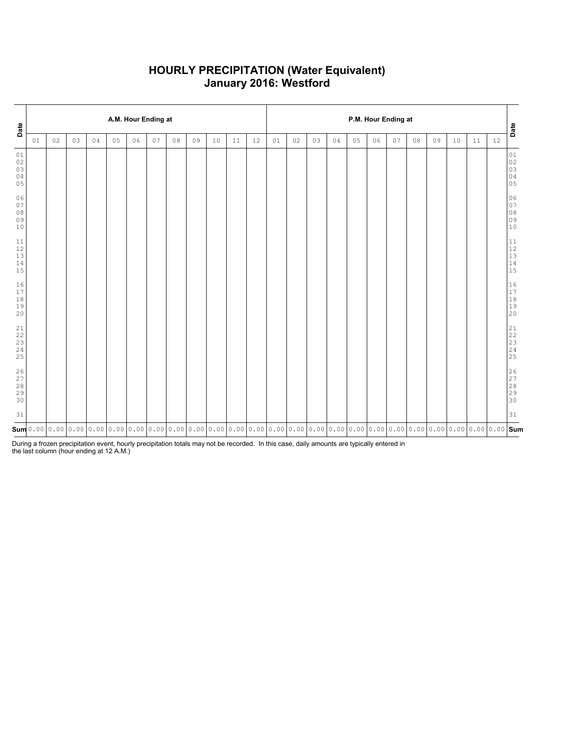# HOURLY PRECIPITATION (Water Equivalent)
## January 2016: Westford

| Date | A.M. Hour Ending at | | | | | | | | | | | | P.M. Hour Ending at | | | | | | | | | | | | Date |
|---|---|---|---|---|---|---|---|---|---|---|---|---|---|---|---|---|---|---|---|---|---|---|---|---|---|
| | 01 | 02 | 03 | 04 | 05 | 06 | 07 | 08 | 09 | 10 | 11 | 12 | 01 | 02 | 03 | 04 | 05 | 06 | 07 | 08 | 09 | 10 | 11 | 12 | |
| 01 | | | | | | | | | | | | | | | | | | | | | | | | | 01 |
| 02 | | | | | | | | | | | | | | | | | | | | | | | | | 02 |
| 03 | | | | | | | | | | | | | | | | | | | | | | | | | 03 |
| 04 | | | | | | | | | | | | | | | | | | | | | | | | | 04 |
| 05 | | | | | | | | | | | | | | | | | | | | | | | | | 05 |
| 06 | | | | | | | | | | | | | | | | | | | | | | | | | 06 |
| 07 | | | | | | | | | | | | | | | | | | | | | | | | | 07 |
| 08 | | | | | | | | | | | | | | | | | | | | | | | | | 08 |
| 09 | | | | | | | | | | | | | | | | | | | | | | | | | 09 |
| 10 | | | | | | | | | | | | | | | | | | | | | | | | | 10 |
| 11 | | | | | | | | | | | | | | | | | | | | | | | | | 11 |
| 12 | | | | | | | | | | | | | | | | | | | | | | | | | 12 |
| 13 | | | | | | | | | | | | | | | | | | | | | | | | | 13 |
| 14 | | | | | | | | | | | | | | | | | | | | | | | | | 14 |
| 15 | | | | | | | | | | | | | | | | | | | | | | | | | 15 |
| 16 | | | | | | | | | | | | | | | | | | | | | | | | | 16 |
| 17 | | | | | | | | | | | | | | | | | | | | | | | | | 17 |
| 18 | | | | | | | | | | | | | | | | | | | | | | | | | 18 |
| 19 | | | | | | | | | | | | | | | | | | | | | | | | | 19 |
| 20 | | | | | | | | | | | | | | | | | | | | | | | | | 20 |
| 21 | | | | | | | | | | | | | | | | | | | | | | | | | 21 |
| 22 | | | | | | | | | | | | | | | | | | | | | | | | | 22 |
| 23 | | | | | | | | | | | | | | | | | | | | | | | | | 23 |
| 24 | | | | | | | | | | | | | | | | | | | | | | | | | 24 |
| 25 | | | | | | | | | | | | | | | | | | | | | | | | | 25 |
| 26 | | | | | | | | | | | | | | | | | | | | | | | | | 26 |
| 27 | | | | | | | | | | | | | | | | | | | | | | | | | 27 |
| 28 | | | | | | | | | | | | | | | | | | | | | | | | | 28 |
| 29 | | | | | | | | | | | | | | | | | | | | | | | | | 29 |
| 30 | | | | | | | | | | | | | | | | | | | | | | | | | 30 |
| 31 | | | | | | | | | | | | | | | | | | | | | | | | | 31 |
| **Sum** | 0.00 | 0.00 | 0.00 | 0.00 | 0.00 | 0.00 | 0.00 | 0.00 | 0.00 | 0.00 | 0.00 | 0.00 | 0.00 | 0.00 | 0.00 | 0.00 | 0.00 | 0.00 | 0.00 | 0.00 | 0.00 | 0.00 | 0.00 | 0.00 | **Sum** |

During a frozen precipitation event, hourly precipitation totals may not be recorded. In this case, daily amounts are typically entered in the last column (hour ending at 12 A.M.)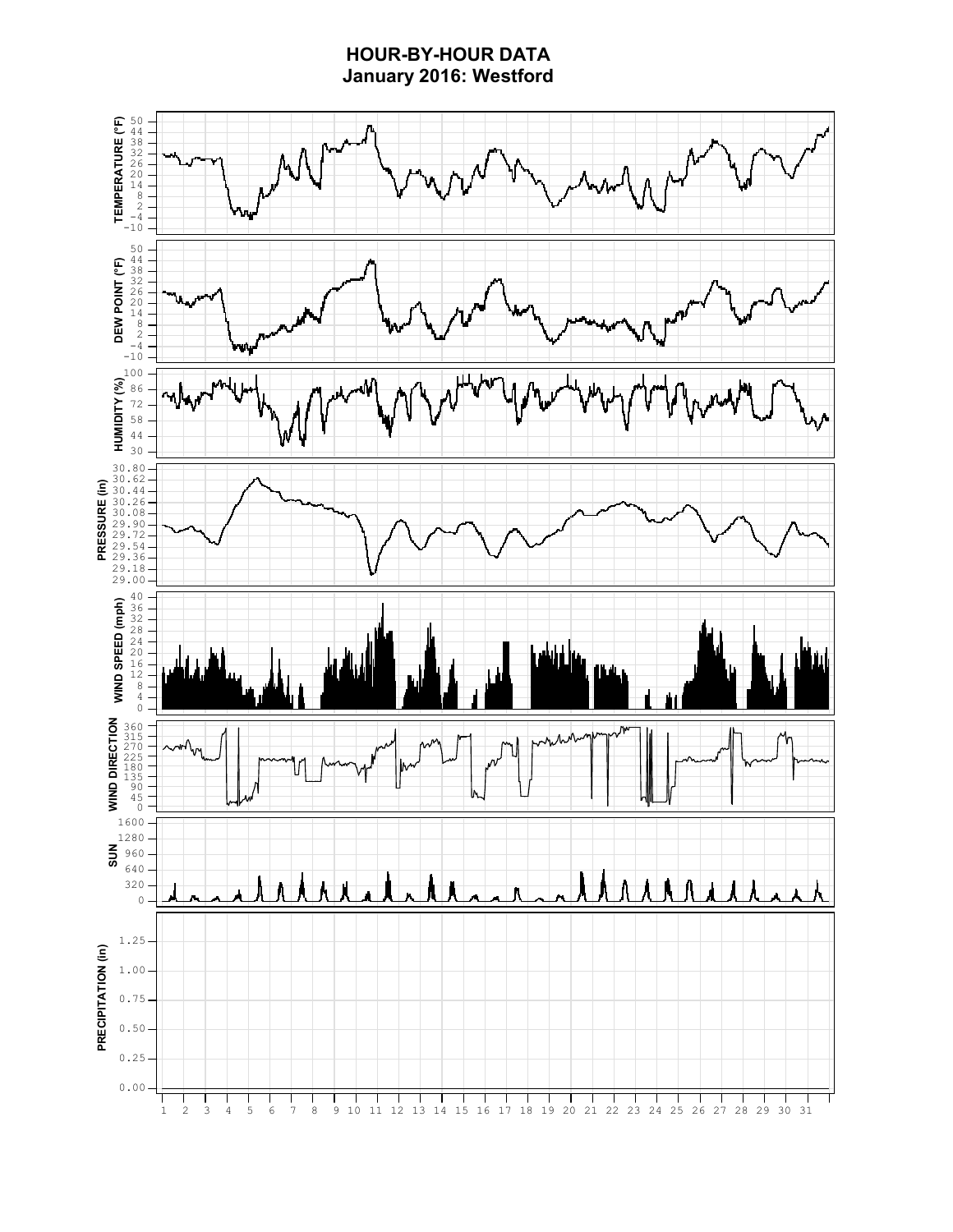# HOUR-BY-HOUR DATA
## January 2016: Westford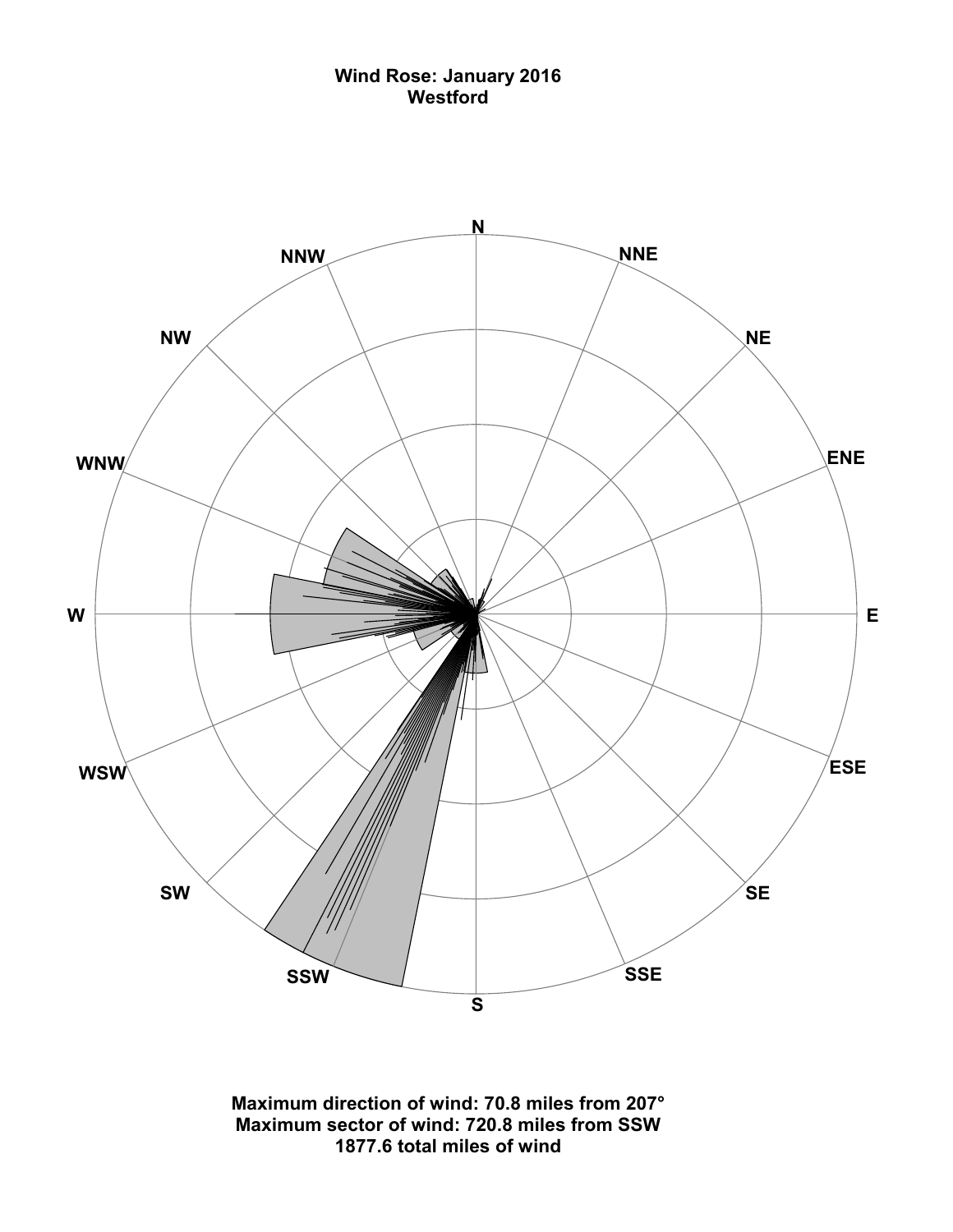Wind Rose: January 2016
Westford

N
NNE
NE
ENE
E
ESE
SE
SSE
S
SSW
SW
WSW
W
WNW
NW
NNW

Maximum direction of wind: 70.8 miles from 207°
Maximum sector of wind: 720.8 miles from SSW
1877.6 total miles of wind